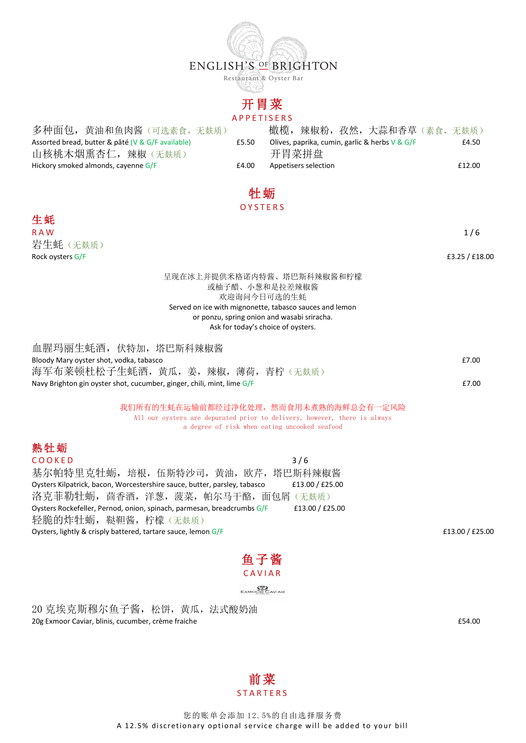# ENGLISH'S OF BRIGHTON

Restaurant & Oyster Bar

## 开胃菜
## APPETISERS

多种面包，黄油和鱼肉酱（可选素食，无麸质）
Assorted bread, butter & pâté (V & G/F available) — £5.50

山核桃木烟熏杏仁，辣椒（无麸质）
Hickory smoked almonds, cayenne G/F — £4.00

橄榄，辣椒粉，孜然，大蒜和香草（素食，无麸质）
Olives, paprika, cumin, garlic & herbs V & G/F — £4.50

开胃菜拼盘
Appetisers selection — £12.00

## 牡蛎
## OYSTERS

### 生蚝
### RAW

| | 1 / 6 |
|---|---|
| 岩生蚝（无麸质）<br>Rock oysters G/F | £3.25 / £18.00 |

呈现在冰上并提供米格诺内特酱、塔巴斯科辣椒酱和柠檬
或柚子醋、小葱和是拉差辣椒酱
欢迎询问今日可选的生蚝
Served on ice with mignonette, tabasco sauces and lemon
or ponzu, spring onion and wasabi sriracha.
Ask for today's choice of oysters.

血腥玛丽生蚝酒，伏特加，塔巴斯科辣椒酱
Bloody Mary oyster shot, vodka, tabasco — £7.00

海军布莱顿杜松子生蚝酒，黄瓜，姜，辣椒，薄荷，青柠（无麸质）
Navy Brighton gin oyster shot, cucumber, ginger, chili, mint, lime G/F — £7.00

我们所有的生蚝在运输前都经过净化处理，然而食用未煮熟的海鲜总会有一定风险
All our oysters are depurated prior to delivery, however, there is always a degree of risk when eating uncooked seafood

### 熟牡蛎
### COOKED

| | 3 / 6 |
|---|---|
| 基尔帕特里克牡蛎，培根，伍斯特沙司，黄油，欧芹，塔巴斯科辣椒酱<br>Oysters Kilpatrick, bacon, Worcestershire sauce, butter, parsley, tabasco | £13.00 / £25.00 |
| 洛克菲勒牡蛎，茴香酒，洋葱，菠菜，帕尔马干酪，面包屑（无麸质）<br>Oysters Rockefeller, Pernod, onion, spinach, parmesan, breadcrumbs G/F | £13.00 / £25.00 |
| 轻脆的炸牡蛎，鞑靼酱，柠檬（无麸质）<br>Oysters, lightly & crisply battered, tartare sauce, lemon G/F | £13.00 / £25.00 |

## 鱼子酱
## CAVIAR

EXMOOR CAVIAR

20 克埃克斯穆尔鱼子酱，松饼，黄瓜，法式酸奶油
20g Exmoor Caviar, blinis, cucumber, crème fraiche — £54.00

## 前菜
## STARTERS

您的账单会添加 12.5%的自由选择服务费
A 12.5% discretionary optional service charge will be added to your bill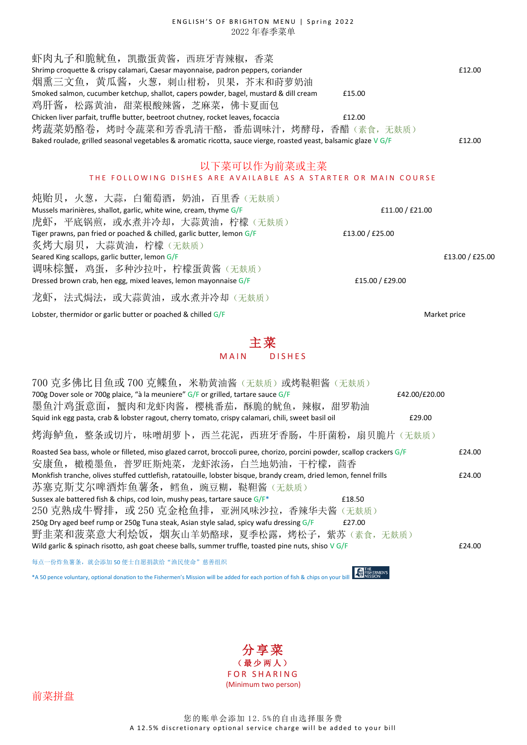ENGLISH'S OF BRIGHTON MENU | Spring 2022
2022 年春季菜单

虾肉丸子和脆鱿鱼，凯撒蛋黄酱，西班牙青辣椒，香菜
Shrimp croquette & crispy calamari, Caesar mayonnaise, padron peppers, coriander £12.00

烟熏三文鱼，黄瓜酱，火葱，刺山柑粉，贝果，芥末和莳萝奶油
Smoked salmon, cucumber ketchup, shallot, capers powder, bagel, mustard & dill cream £15.00

鸡肝酱，松露黄油，甜菜根酸辣酱，芝麻菜，佛卡夏面包
Chicken liver parfait, truffle butter, beetroot chutney, rocket leaves, focaccia £12.00

烤蔬菜奶酪卷，烤时令蔬菜和芳香乳清干酪，番茄调味汁，烤酵母，香醋（素食，无麸质）
Baked roulade, grilled seasonal vegetables & aromatic ricotta, sauce vierge, roasted yeast, balsamic glaze V G/F £12.00

## 以下菜可以作为前菜或主菜
## THE FOLLOWING DISHES ARE AVAILABLE AS A STARTER OR MAIN COURSE

炖贻贝，火葱，大蒜，白葡萄酒，奶油，百里香（无麸质）
Mussels marinières, shallot, garlic, white wine, cream, thyme G/F £11.00 / £21.00

虎虾，平底锅煎，或水煮并冷却，大蒜黄油，柠檬（无麸质）
Tiger prawns, pan fried or poached & chilled, garlic butter, lemon G/F £13.00 / £25.00

炙烤大扇贝，大蒜黄油，柠檬（无麸质）
Seared King scallops, garlic butter, lemon G/F £13.00 / £25.00

调味棕蟹，鸡蛋，多种沙拉叶，柠檬蛋黄酱（无麸质）
Dressed brown crab, hen egg, mixed leaves, lemon mayonnaise G/F £15.00 / £29.00

龙虾，法式焗法，或大蒜黄油，或水煮并冷却（无麸质）
Lobster, thermidor or garlic butter or poached & chilled G/F Market price

## 主菜
## MAIN DISHES

700 克多佛比目鱼或 700 克鲽鱼，米勒黄油酱（无麸质）或烤鞑靼酱（无麸质）
700g Dover sole or 700g plaice, "à la meuniere" G/F or grilled, tartare sauce G/F £42.00/£20.00

墨鱼汁鸡蛋意面，蟹肉和龙虾肉酱，樱桃番茄，酥脆的鱿鱼，辣椒，甜罗勒油
Squid ink egg pasta, crab & lobster ragout, cherry tomato, crispy calamari, chili, sweet basil oil £29.00

烤海鲈鱼，整条或切片，味噌胡萝卜，西兰花泥，西班牙香肠，牛肝菌粉，扇贝脆片（无麸质）
Roasted Sea bass, whole or filleted, miso glazed carrot, broccoli puree, chorizo, porcini powder, scallop crackers G/F £24.00

安康鱼，橄榄墨鱼，普罗旺斯炖菜，龙虾浓汤，白兰地奶油，干柠檬，茴香
Monkfish tranche, olives stuffed cuttlefish, ratatouille, lobster bisque, brandy cream, dried lemon, fennel frills £24.00

苏塞克斯艾尔啤酒炸鱼薯条，鳕鱼，豌豆糊，鞑靼酱（无麸质）
Sussex ale battered fish & chips, cod loin, mushy peas, tartare sauce G/F* £18.50

250 克熟成牛臀排，或 250 克金枪鱼排，亚洲风味沙拉，香辣华夫酱（无麸质）
250g Dry aged beef rump or 250g Tuna steak, Asian style salad, spicy wafu dressing G/F £27.00

野韭菜和菠菜意大利烩饭，烟灰山羊奶酪球，夏季松露，烤松子，紫苏（素食，无麸质）
Wild garlic & spinach risotto, ash goat cheese balls, summer truffle, toasted pine nuts, shiso V G/F £24.00

每点一份炸鱼薯条，就会添加 50 便士自愿捐款给"渔民使命"慈善组织

*A 50 pence voluntary, optional donation to the Fishermen's Mission will be added for each portion of fish & chips on your bill

## 分享菜
（最少两人）
## FOR SHARING
(Minimum two person)

前菜拼盘

您的账单会添加 12.5%的自由选择服务费
A 12.5% discretionary optional service charge will be added to your bill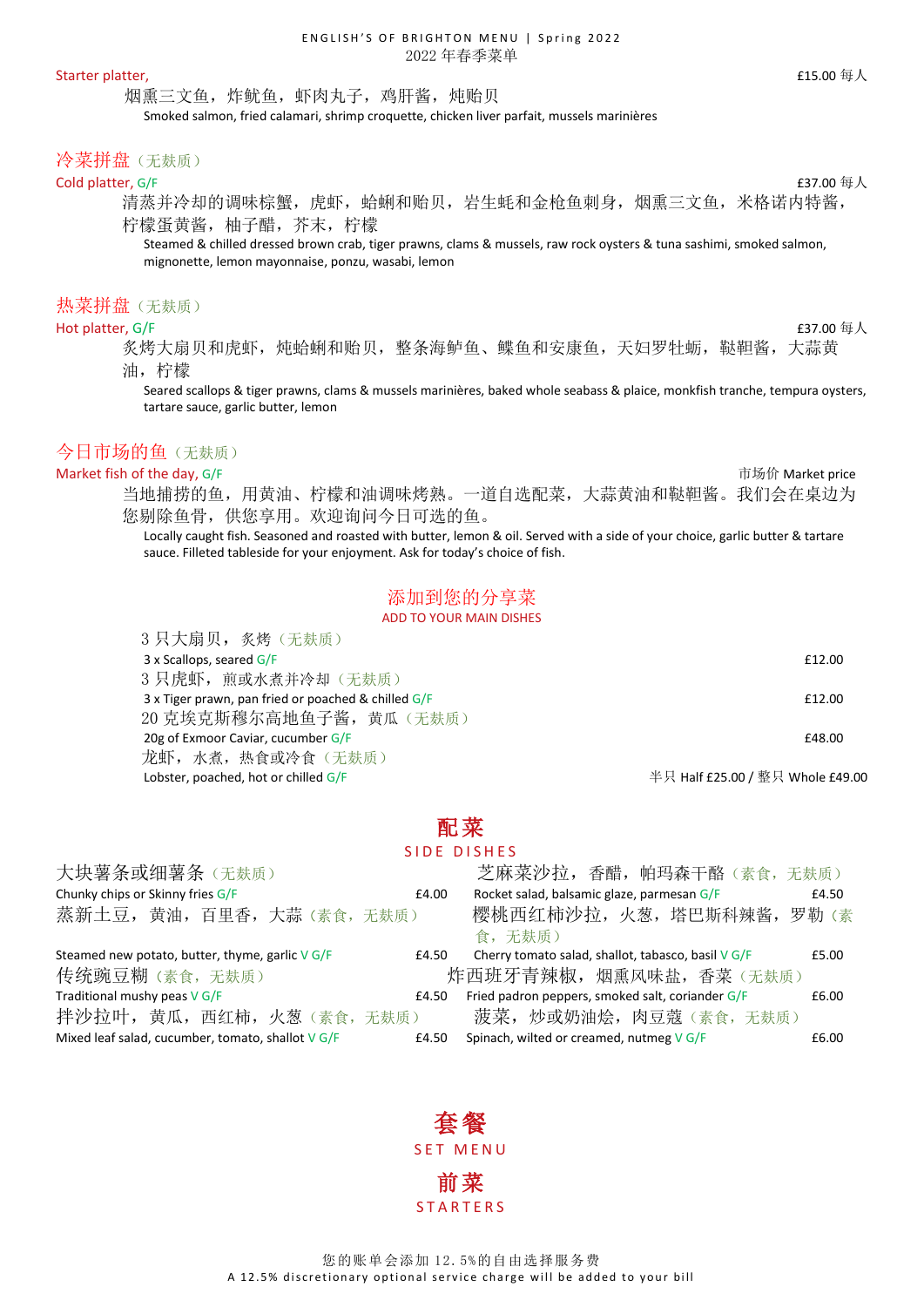ENGLISH'S OF BRIGHTON MENU | Spring 2022
2022 年春季菜单

**Starter platter,** £15.00 每人

烟熏三文鱼，炸鱿鱼，虾肉丸子，鸡肝酱，炖贻贝

Smoked salmon, fried calamari, shrimp croquette, chicken liver parfait, mussels marinières

## 冷菜拼盘（无麸质）

**Cold platter, G/F** £37.00 每人

清蒸并冷却的调味棕蟹，虎虾，蛤蜊和贻贝，岩生蚝和金枪鱼刺身，烟熏三文鱼，米格诺内特酱，柠檬蛋黄酱，柚子醋，芥末，柠檬

Steamed & chilled dressed brown crab, tiger prawns, clams & mussels, raw rock oysters & tuna sashimi, smoked salmon, mignonette, lemon mayonnaise, ponzu, wasabi, lemon

## 热菜拼盘（无麸质）

**Hot platter, G/F** £37.00 每人

炙烤大扇贝和虎虾，炖蛤蜊和贻贝，整条海鲈鱼、鲽鱼和安康鱼，天妇罗牡蛎，鞑靼酱，大蒜黄油，柠檬

Seared scallops & tiger prawns, clams & mussels marinières, baked whole seabass & plaice, monkfish tranche, tempura oysters, tartare sauce, garlic butter, lemon

## 今日市场的鱼（无麸质）

**Market fish of the day, G/F** 市场价 Market price

当地捕捞的鱼，用黄油、柠檬和油调味烤熟。一道自选配菜，大蒜黄油和鞑靼酱。我们会在桌边为您剔除鱼骨，供您享用。欢迎询问今日可选的鱼。

Locally caught fish. Seasoned and roasted with butter, lemon & oil. Served with a side of your choice, garlic butter & tartare sauce. Filleted tableside for your enjoyment. Ask for today's choice of fish.

## 添加到您的分享菜
## ADD TO YOUR MAIN DISHES

| Item | Price |
|---|---|
| 3 只大扇贝，炙烤（无麸质）<br>3 x Scallops, seared G/F | £12.00 |
| 3 只虎虾，煎或水煮并冷却（无麸质）<br>3 x Tiger prawn, pan fried or poached & chilled G/F | £12.00 |
| 20 克埃克斯穆尔高地鱼子酱，黄瓜（无麸质）<br>20g of Exmoor Caviar, cucumber G/F | £48.00 |
| 龙虾，水煮，热食或冷食（无麸质）<br>Lobster, poached, hot or chilled G/F | 半只 Half £25.00 / 整只 Whole £49.00 |

## 配菜
## SIDE DISHES

| Item | Price |
|---|---|
| 大块薯条或细薯条（无麸质）<br>Chunky chips or Skinny fries G/F | £4.00 |
| 蒸新土豆，黄油，百里香，大蒜（素食，无麸质）<br>Steamed new potato, butter, thyme, garlic V G/F | £4.50 |
| 传统豌豆糊（素食，无麸质）<br>Traditional mushy peas V G/F | £4.50 |
| 拌沙拉叶，黄瓜，西红柿，火葱（素食，无麸质）<br>Mixed leaf salad, cucumber, tomato, shallot V G/F | £4.50 |
| 芝麻菜沙拉，香醋，帕玛森干酪（素食，无麸质）<br>Rocket salad, balsamic glaze, parmesan G/F | £4.50 |
| 樱桃西红柿沙拉，火葱，塔巴斯科辣酱，罗勒（素食，无麸质）<br>Cherry tomato salad, shallot, tabasco, basil V G/F | £5.00 |
| 炸西班牙青辣椒，烟熏风味盐，香菜（无麸质）<br>Fried padron peppers, smoked salt, coriander G/F | £6.00 |
| 菠菜，炒或奶油烩，肉豆蔻（素食，无麸质）<br>Spinach, wilted or creamed, nutmeg V G/F | £6.00 |

## 套餐
## SET MENU

### 前菜
### STARTERS

您的账单会添加 12.5%的自由选择服务费
A 12.5% discretionary optional service charge will be added to your bill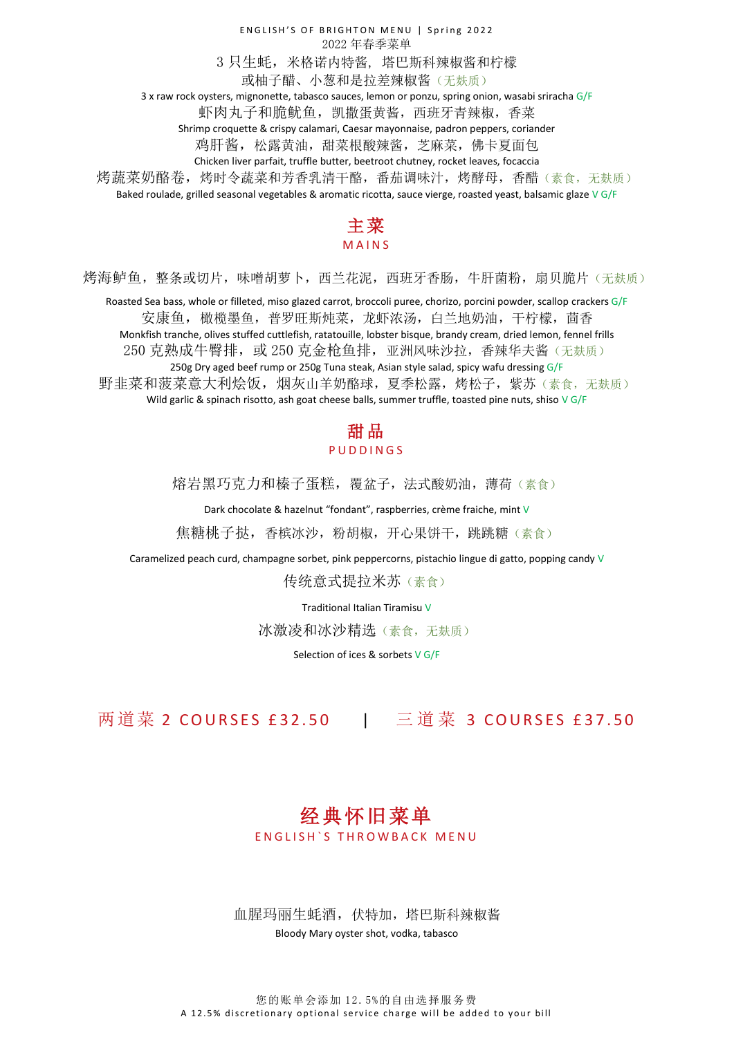ENGLISH'S OF BRIGHTON MENU | Spring 2022

2022 年春季菜单

3 只生蚝，米格诺内特酱，塔巴斯科辣椒酱和柠檬或柚子醋、小葱和是拉差辣椒酱（无麸质）

3 x raw rock oysters, mignonette, tabasco sauces, lemon or ponzu, spring onion, wasabi sriracha G/F

虾肉丸子和脆鱿鱼，凯撒蛋黄酱，西班牙青辣椒，香菜

Shrimp croquette & crispy calamari, Caesar mayonnaise, padron peppers, coriander

鸡肝酱，松露黄油，甜菜根酸辣酱，芝麻菜，佛卡夏面包

Chicken liver parfait, truffle butter, beetroot chutney, rocket leaves, focaccia

烤蔬菜奶酪卷，烤时令蔬菜和芳香乳清干酪，番茄调味汁，烤酵母，香醋（素食，无麸质）

Baked roulade, grilled seasonal vegetables & aromatic ricotta, sauce vierge, roasted yeast, balsamic glaze V G/F

## 主菜

## MAINS

烤海鲈鱼，整条或切片，味噌胡萝卜，西兰花泥，西班牙香肠，牛肝菌粉，扇贝脆片（无麸质）

Roasted Sea bass, whole or filleted, miso glazed carrot, broccoli puree, chorizo, porcini powder, scallop crackers G/F

安康鱼，橄榄墨鱼，普罗旺斯炖菜，龙虾浓汤，白兰地奶油，干柠檬，茴香

Monkfish tranche, olives stuffed cuttlefish, ratatouille, lobster bisque, brandy cream, dried lemon, fennel frills

250 克熟成牛臀排，或 250 克金枪鱼排，亚洲风味沙拉，香辣华夫酱（无麸质）

250g Dry aged beef rump or 250g Tuna steak, Asian style salad, spicy wafu dressing G/F

野韭菜和菠菜意大利烩饭，烟灰山羊奶酪球，夏季松露，烤松子，紫苏（素食，无麸质）

Wild garlic & spinach risotto, ash goat cheese balls, summer truffle, toasted pine nuts, shiso V G/F

## 甜品

## PUDDINGS

熔岩黑巧克力和榛子蛋糕，覆盆子，法式酸奶油，薄荷（素食）

Dark chocolate & hazelnut "fondant", raspberries, crème fraiche, mint V

焦糖桃子挞，香槟冰沙，粉胡椒，开心果饼干，跳跳糖（素食）

Caramelized peach curd, champagne sorbet, pink peppercorns, pistachio lingue di gatto, popping candy V

传统意式提拉米苏（素食）

Traditional Italian Tiramisu V

冰激凌和冰沙精选（素食，无麸质）

Selection of ices & sorbets V G/F

两道菜 2 COURSES £32.50 | 三道菜 3 COURSES £37.50

## 经典怀旧菜单

## ENGLISH`S THROWBACK MENU

血腥玛丽生蚝酒，伏特加，塔巴斯科辣椒酱

Bloody Mary oyster shot, vodka, tabasco

您的账单会添加 12.5%的自由选择服务费

A 12.5% discretionary optional service charge will be added to your bill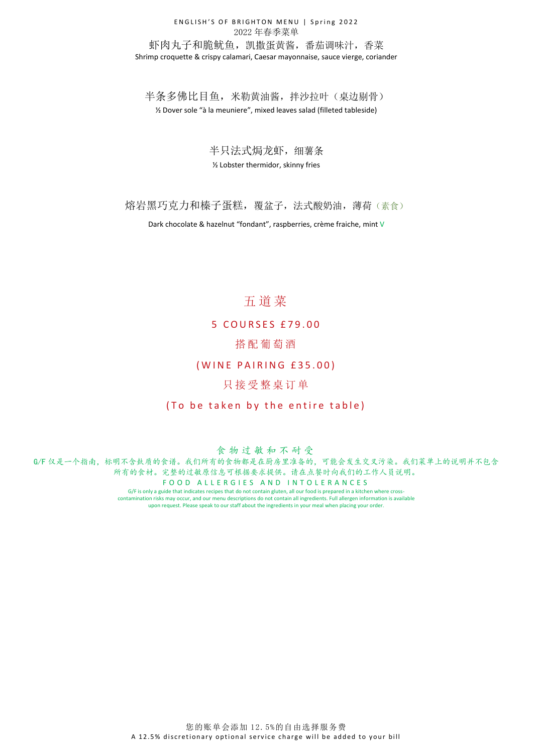ENGLISH'S OF BRIGHTON MENU | Spring 2022

2022年春季菜单

虾肉丸子和脆鱿鱼，凯撒蛋黄酱，番茄调味汁，香菜

Shrimp croquette & crispy calamari, Caesar mayonnaise, sauce vierge, coriander

半条多佛比目鱼，米勒黄油酱，拌沙拉叶（桌边剔骨）

½ Dover sole "à la meuniere", mixed leaves salad (filleted tableside)

半只法式焗龙虾，细薯条

½ Lobster thermidor, skinny fries

熔岩黑巧克力和榛子蛋糕，覆盆子，法式酸奶油，薄荷（素食）

Dark chocolate & hazelnut "fondant", raspberries, crème fraiche, mint V

## 五道菜

## 5 COURSES £79.00

搭配葡萄酒

(WINE PAIRING £35.00)

只接受整桌订单

(To be taken by the entire table)

### 食物过敏和不耐受

G/F 仅是一个指南，标明不含麸质的食谱。我们所有的食物都是在厨房里准备的，可能会发生交叉污染。我们菜单上的说明并不包含所有的食材。完整的过敏原信息可根据要求提供。请在点餐时向我们的工作人员说明。

### FOOD ALLERGIES AND INTOLERANCES

G/F is only a guide that indicates recipes that do not contain gluten, all our food is prepared in a kitchen where cross-contamination risks may occur, and our menu descriptions do not contain all ingredients. Full allergen information is available upon request. Please speak to our staff about the ingredients in your meal when placing your order.

您的账单会添加12.5%的自由选择服务费

A 12.5% discretionary optional service charge will be added to your bill